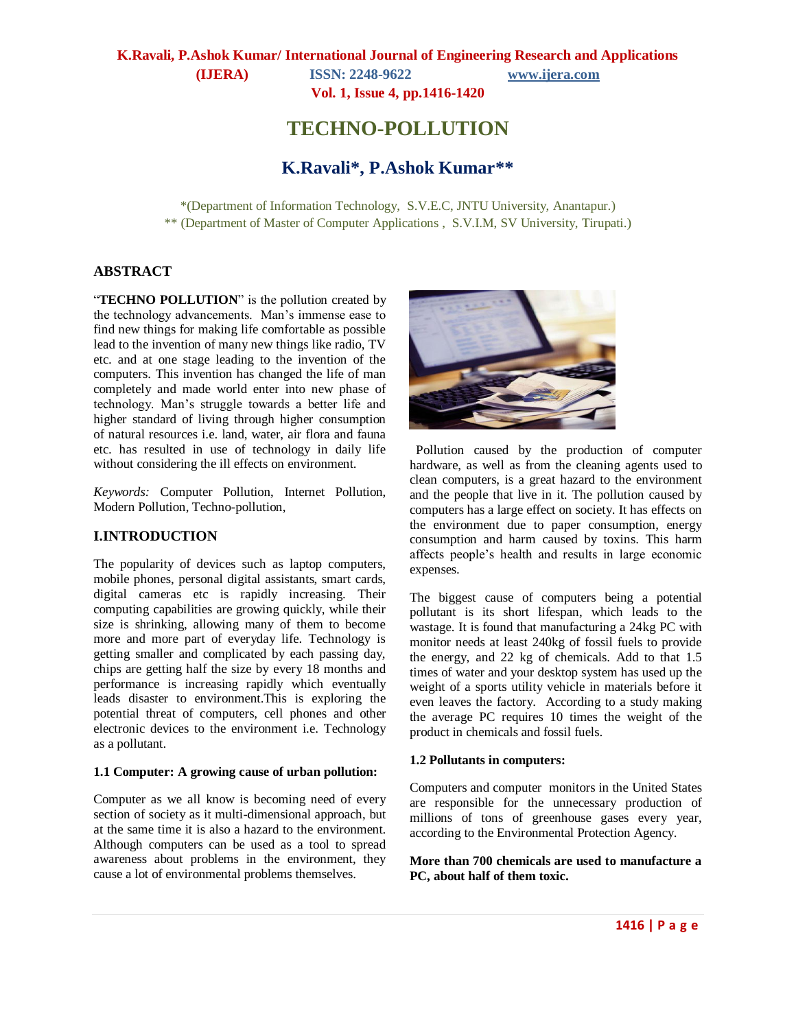# TECHNO-POLLUTION

## K.Ravali*, P.Ashok Kumar**

*(Department of Information Technology, S.V.E.C, JNTU University, Anantapur.)
** (Department of Master of Computer Applications , S.V.I.M, SV University, Tirupati.)

## ABSTRACT

"**TECHNO POLLUTION**" is the pollution created by the technology advancements. Man's immense ease to find new things for making life comfortable as possible lead to the invention of many new things like radio, TV etc. and at one stage leading to the invention of the computers. This invention has changed the life of man completely and made world enter into new phase of technology. Man's struggle towards a better life and higher standard of living through higher consumption of natural resources i.e. land, water, air flora and fauna etc. has resulted in use of technology in daily life without considering the ill effects on environment.

*Keywords:* Computer Pollution, Internet Pollution, Modern Pollution, Techno-pollution,

## I.INTRODUCTION

The popularity of devices such as laptop computers, mobile phones, personal digital assistants, smart cards, digital cameras etc is rapidly increasing. Their computing capabilities are growing quickly, while their size is shrinking, allowing many of them to become more and more part of everyday life. Technology is getting smaller and complicated by each passing day, chips are getting half the size by every 18 months and performance is increasing rapidly which eventually leads disaster to environment.This is exploring the potential threat of computers, cell phones and other electronic devices to the environment i.e. Technology as a pollutant.

### 1.1 Computer: A growing cause of urban pollution:

Computer as we all know is becoming need of every section of society as it multi-dimensional approach, but at the same time it is also a hazard to the environment. Although computers can be used as a tool to spread awareness about problems in the environment, they cause a lot of environmental problems themselves.

Pollution caused by the production of computer hardware, as well as from the cleaning agents used to clean computers, is a great hazard to the environment and the people that live in it. The pollution caused by computers has a large effect on society. It has effects on the environment due to paper consumption, energy consumption and harm caused by toxins. This harm affects people's health and results in large economic expenses.

The biggest cause of computers being a potential pollutant is its short lifespan, which leads to the wastage. It is found that manufacturing a 24kg PC with monitor needs at least 240kg of fossil fuels to provide the energy, and 22 kg of chemicals. Add to that 1.5 times of water and your desktop system has used up the weight of a sports utility vehicle in materials before it even leaves the factory. According to a study making the average PC requires 10 times the weight of the product in chemicals and fossil fuels.

### 1.2 Pollutants in computers:

Computers and computer monitors in the United States are responsible for the unnecessary production of millions of tons of greenhouse gases every year, according to the Environmental Protection Agency.

**More than 700 chemicals are used to manufacture a PC, about half of them toxic.**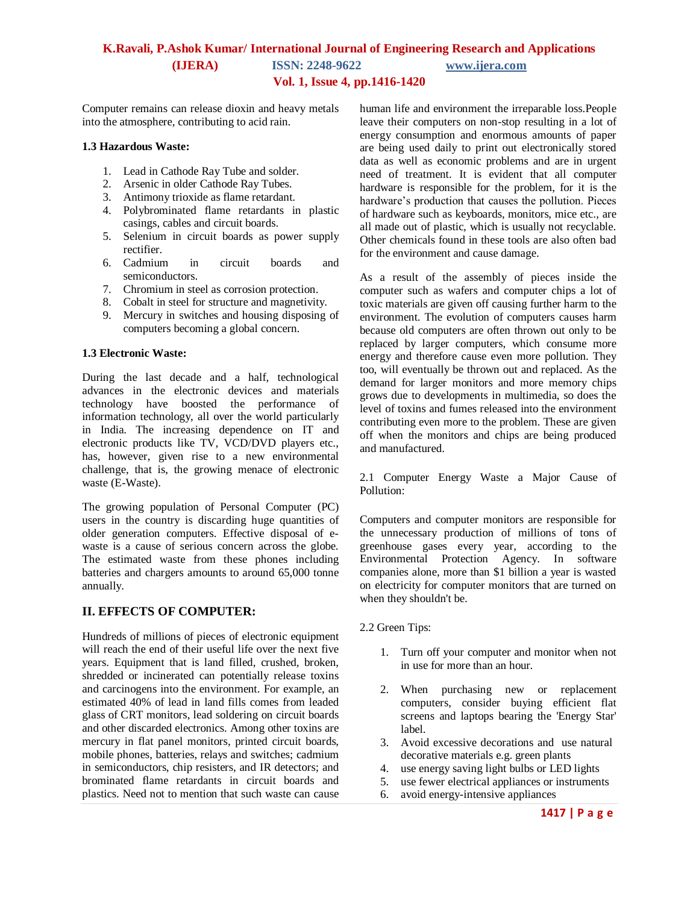Computer remains can release dioxin and heavy metals into the atmosphere, contributing to acid rain.

**1.3 Hazardous Waste:**

1. Lead in Cathode Ray Tube and solder.
2. Arsenic in older Cathode Ray Tubes.
3. Antimony trioxide as flame retardant.
4. Polybrominated flame retardants in plastic casings, cables and circuit boards.
5. Selenium in circuit boards as power supply rectifier.
6. Cadmium in circuit boards and semiconductors.
7. Chromium in steel as corrosion protection.
8. Cobalt in steel for structure and magnetivity.
9. Mercury in switches and housing disposing of computers becoming a global concern.

**1.3 Electronic Waste:**

During the last decade and a half, technological advances in the electronic devices and materials technology have boosted the performance of information technology, all over the world particularly in India. The increasing dependence on IT and electronic products like TV, VCD/DVD players etc., has, however, given rise to a new environmental challenge, that is, the growing menace of electronic waste (E-Waste).

The growing population of Personal Computer (PC) users in the country is discarding huge quantities of older generation computers. Effective disposal of e-waste is a cause of serious concern across the globe. The estimated waste from these phones including batteries and chargers amounts to around 65,000 tonne annually.

## II. EFFECTS OF COMPUTER:

Hundreds of millions of pieces of electronic equipment will reach the end of their useful life over the next five years. Equipment that is land filled, crushed, broken, shredded or incinerated can potentially release toxins and carcinogens into the environment. For example, an estimated 40% of lead in land fills comes from leaded glass of CRT monitors, lead soldering on circuit boards and other discarded electronics. Among other toxins are mercury in flat panel monitors, printed circuit boards, mobile phones, batteries, relays and switches; cadmium in semiconductors, chip resisters, and IR detectors; and brominated flame retardants in circuit boards and plastics. Need not to mention that such waste can cause human life and environment the irreparable loss.People leave their computers on non-stop resulting in a lot of energy consumption and enormous amounts of paper are being used daily to print out electronically stored data as well as economic problems and are in urgent need of treatment. It is evident that all computer hardware is responsible for the problem, for it is the hardware's production that causes the pollution. Pieces of hardware such as keyboards, monitors, mice etc., are all made out of plastic, which is usually not recyclable. Other chemicals found in these tools are also often bad for the environment and cause damage.

As a result of the assembly of pieces inside the computer such as wafers and computer chips a lot of toxic materials are given off causing further harm to the environment. The evolution of computers causes harm because old computers are often thrown out only to be replaced by larger computers, which consume more energy and therefore cause even more pollution. They too, will eventually be thrown out and replaced. As the demand for larger monitors and more memory chips grows due to developments in multimedia, so does the level of toxins and fumes released into the environment contributing even more to the problem. These are given off when the monitors and chips are being produced and manufactured.

2.1 Computer Energy Waste a Major Cause of Pollution:

Computers and computer monitors are responsible for the unnecessary production of millions of tons of greenhouse gases every year, according to the Environmental Protection Agency. In software companies alone, more than $1 billion a year is wasted on electricity for computer monitors that are turned on when they shouldn't be.

2.2 Green Tips:

1. Turn off your computer and monitor when not in use for more than an hour.
2. When purchasing new or replacement computers, consider buying efficient flat screens and laptops bearing the 'Energy Star' label.
3. Avoid excessive decorations and use natural decorative materials e.g. green plants
4. use energy saving light bulbs or LED lights
5. use fewer electrical appliances or instruments
6. avoid energy-intensive appliances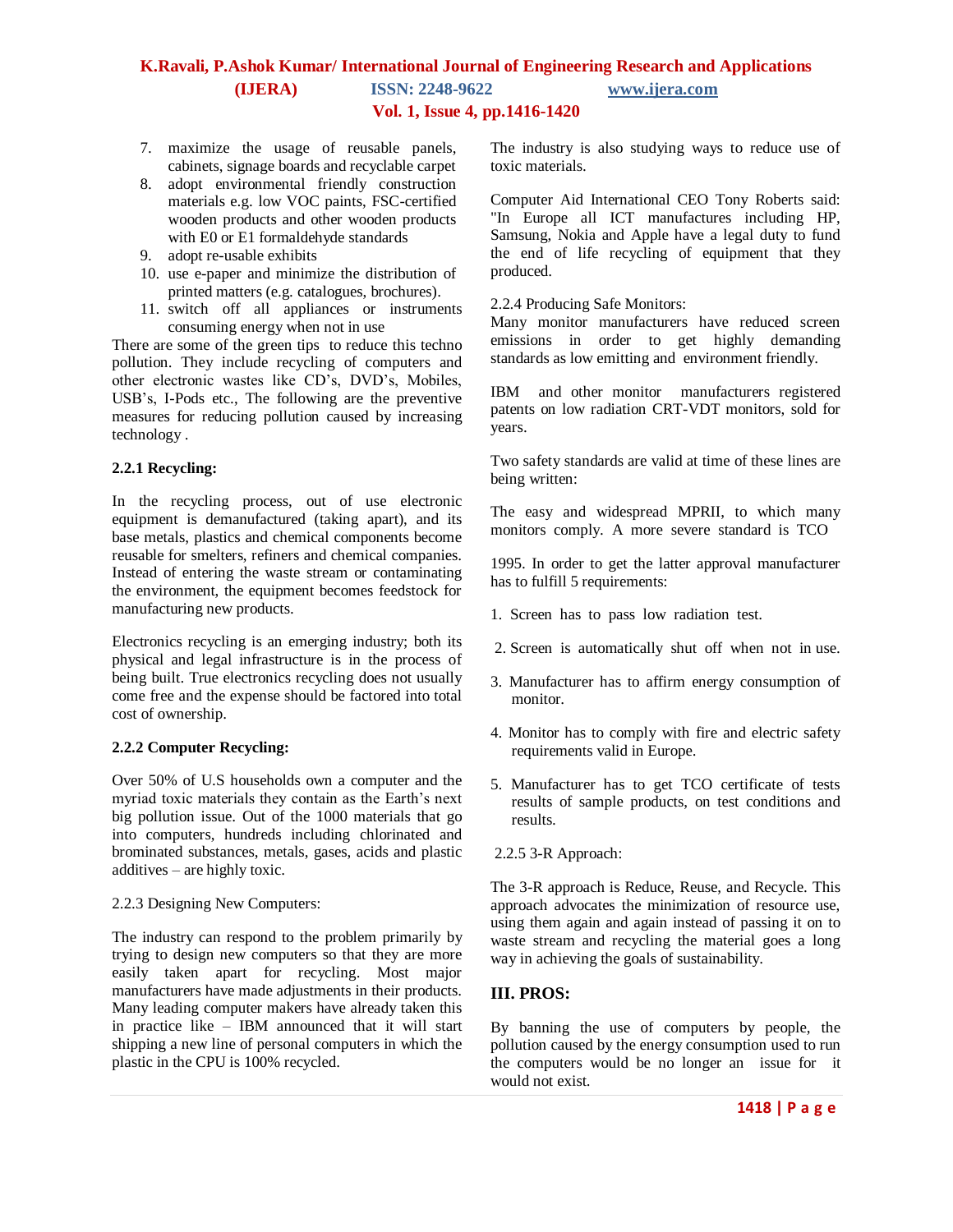7. maximize the usage of reusable panels, cabinets, signage boards and recyclable carpet
8. adopt environmental friendly construction materials e.g. low VOC paints, FSC-certified wooden products and other wooden products with E0 or E1 formaldehyde standards
9. adopt re-usable exhibits
10. use e-paper and minimize the distribution of printed matters (e.g. catalogues, brochures).
11. switch off all appliances or instruments consuming energy when not in use

There are some of the green tips to reduce this techno pollution. They include recycling of computers and other electronic wastes like CD's, DVD's, Mobiles, USB's, I-Pods etc., The following are the preventive measures for reducing pollution caused by increasing technology .

**2.2.1 Recycling:**

In the recycling process, out of use electronic equipment is demanufactured (taking apart), and its base metals, plastics and chemical components become reusable for smelters, refiners and chemical companies. Instead of entering the waste stream or contaminating the environment, the equipment becomes feedstock for manufacturing new products.

Electronics recycling is an emerging industry; both its physical and legal infrastructure is in the process of being built. True electronics recycling does not usually come free and the expense should be factored into total cost of ownership.

**2.2.2 Computer Recycling:**

Over 50% of U.S households own a computer and the myriad toxic materials they contain as the Earth's next big pollution issue. Out of the 1000 materials that go into computers, hundreds including chlorinated and brominated substances, metals, gases, acids and plastic additives – are highly toxic.

2.2.3 Designing New Computers:

The industry can respond to the problem primarily by trying to design new computers so that they are more easily taken apart for recycling. Most major manufacturers have made adjustments in their products. Many leading computer makers have already taken this in practice like – IBM announced that it will start shipping a new line of personal computers in which the plastic in the CPU is 100% recycled.

The industry is also studying ways to reduce use of toxic materials.

Computer Aid International CEO Tony Roberts said: "In Europe all ICT manufactures including HP, Samsung, Nokia and Apple have a legal duty to fund the end of life recycling of equipment that they produced.

2.2.4 Producing Safe Monitors:

Many monitor manufacturers have reduced screen emissions in order to get highly demanding standards as low emitting and environment friendly.

IBM and other monitor manufacturers registered patents on low radiation CRT-VDT monitors, sold for years.

Two safety standards are valid at time of these lines are being written:

The easy and widespread MPRII, to which many monitors comply. A more severe standard is TCO

1995. In order to get the latter approval manufacturer has to fulfill 5 requirements:

1. Screen has to pass low radiation test.
2. Screen is automatically shut off when not in use.
3. Manufacturer has to affirm energy consumption of monitor.
4. Monitor has to comply with fire and electric safety requirements valid in Europe.
5. Manufacturer has to get TCO certificate of tests results of sample products, on test conditions and results.

2.2.5 3-R Approach:

The 3-R approach is Reduce, Reuse, and Recycle. This approach advocates the minimization of resource use, using them again and again instead of passing it on to waste stream and recycling the material goes a long way in achieving the goals of sustainability.

## III. PROS:

By banning the use of computers by people, the pollution caused by the energy consumption used to run the computers would be no longer an issue for it would not exist.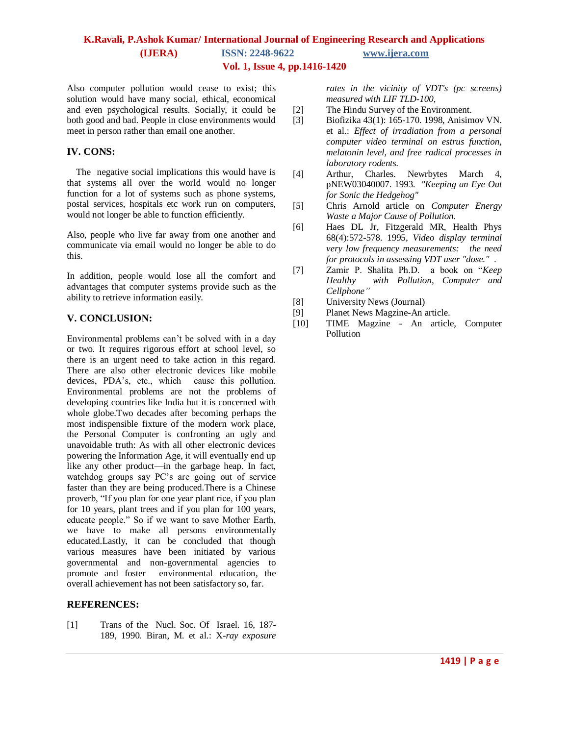Also computer pollution would cease to exist; this solution would have many social, ethical, economical and even psychological results. Socially, it could be both good and bad. People in close environments would meet in person rather than email one another.

## IV. CONS:

The negative social implications this would have is that systems all over the world would no longer function for a lot of systems such as phone systems, postal services, hospitals etc work run on computers, would not longer be able to function efficiently.

Also, people who live far away from one another and communicate via email would no longer be able to do this.

In addition, people would lose all the comfort and advantages that computer systems provide such as the ability to retrieve information easily.

## V. CONCLUSION:

Environmental problems can't be solved with in a day or two. It requires rigorous effort at school level, so there is an urgent need to take action in this regard. There are also other electronic devices like mobile devices, PDA's, etc., which cause this pollution. Environmental problems are not the problems of developing countries like India but it is concerned with whole globe.Two decades after becoming perhaps the most indispensible fixture of the modern work place, the Personal Computer is confronting an ugly and unavoidable truth: As with all other electronic devices powering the Information Age, it will eventually end up like any other product—in the garbage heap. In fact, watchdog groups say PC's are going out of service faster than they are being produced.There is a Chinese proverb, "If you plan for one year plant rice, if you plan for 10 years, plant trees and if you plan for 100 years, educate people." So if we want to save Mother Earth, we have to make all persons environmentally educated.Lastly, it can be concluded that though various measures have been initiated by various governmental and non-governmental agencies to promote and foster environmental education, the overall achievement has not been satisfactory so, far.

## REFERENCES:

[1] Trans of the Nucl. Soc. Of Israel. 16, 187-189, 1990. Biran, M. et al.: *X-ray exposure rates in the vicinity of VDT's (pc screens) measured with LIF TLD-100,*

[2] The Hindu Survey of the Environment.

[3] Biofizika 43(1): 165-170. 1998, Anisimov VN. et al.: *Effect of irradiation from a personal computer video terminal on estrus function, melatonin level, and free radical processes in laboratory rodents.*

[4] Arthur, Charles. Newrbytes March 4, pNEW03040007. 1993. *"Keeping an Eye Out for Sonic the Hedgehog"*

[5] Chris Arnold article on *Computer Energy Waste a Major Cause of Pollution.*

[6] Haes DL Jr, Fitzgerald MR, Health Phys 68(4):572-578. 1995, *Video display terminal very low frequency measurements: the need for protocols in assessing VDT user "dose."* .

[7] Zamir P. Shalita Ph.D. a book on "*Keep Healthy with Pollution, Computer and Cellphone"*

[8] University News (Journal)

[9] Planet News Magzine-An article.

[10] TIME Magzine - An article, Computer Pollution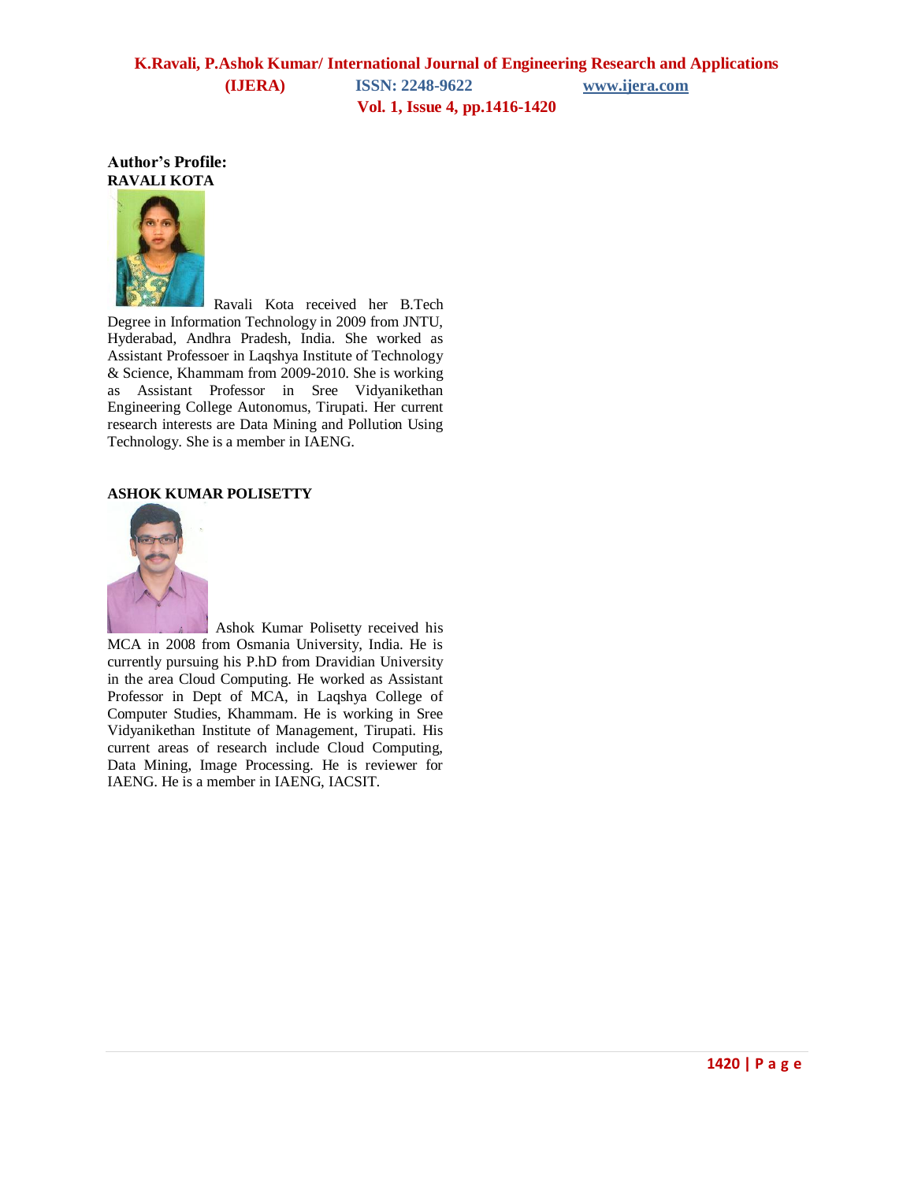**Author's Profile:**

**RAVALI KOTA**

Ravali Kota received her B.Tech Degree in Information Technology in 2009 from JNTU, Hyderabad, Andhra Pradesh, India. She worked as Assistant Professoer in Laqshya Institute of Technology & Science, Khammam from 2009-2010. She is working as Assistant Professor in Sree Vidyanikethan Engineering College Autonomus, Tirupati. Her current research interests are Data Mining and Pollution Using Technology. She is a member in IAENG.

**ASHOK KUMAR POLISETTY**

Ashok Kumar Polisetty received his MCA in 2008 from Osmania University, India. He is currently pursuing his P.hD from Dravidian University in the area Cloud Computing. He worked as Assistant Professor in Dept of MCA, in Laqshya College of Computer Studies, Khammam. He is working in Sree Vidyanikethan Institute of Management, Tirupati. His current areas of research include Cloud Computing, Data Mining, Image Processing. He is reviewer for IAENG. He is a member in IAENG, IACSIT.